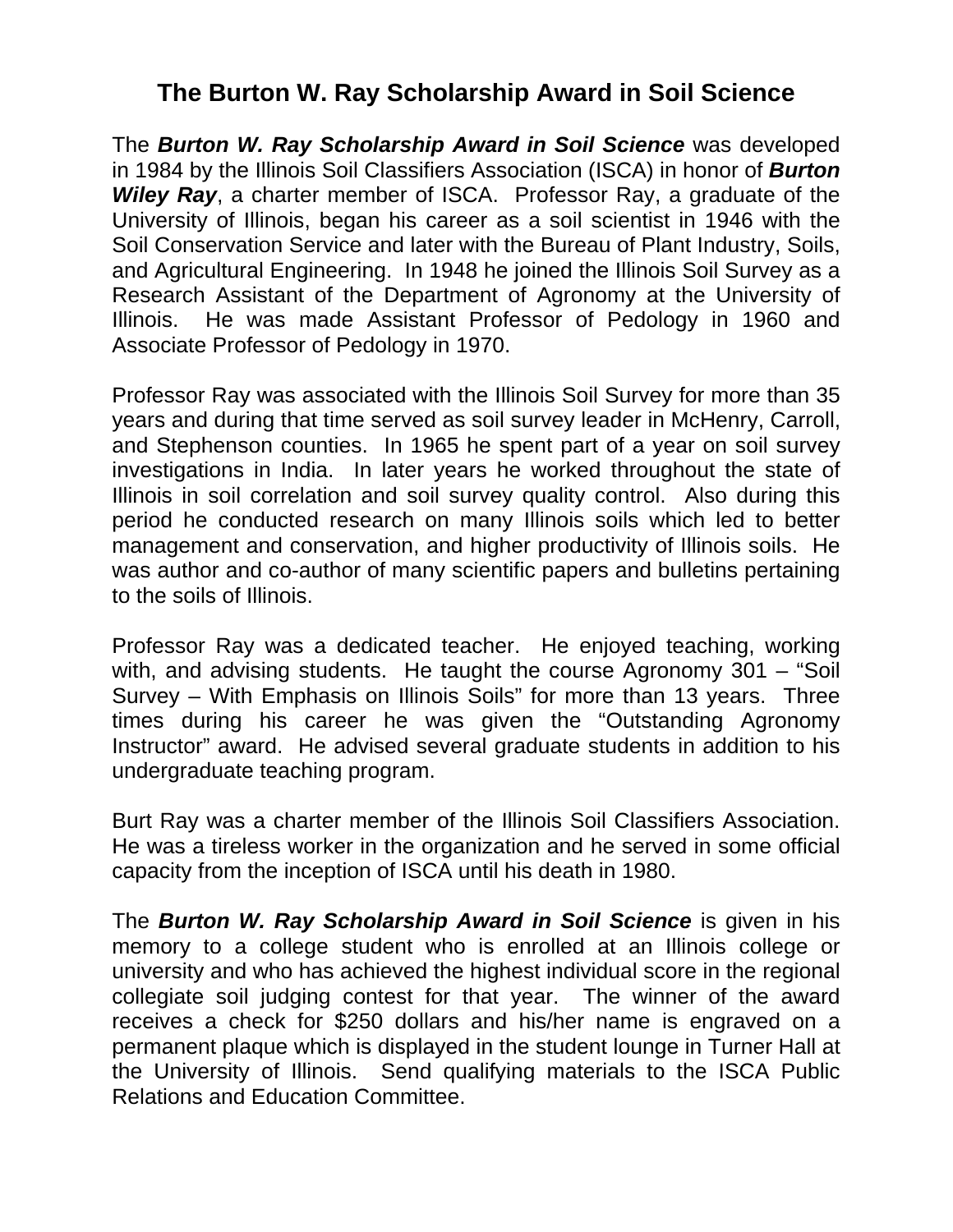# The Burton W. Ray Scholarship Award in Soil Science

The ***Burton W. Ray Scholarship Award in Soil Science*** was developed in 1984 by the Illinois Soil Classifiers Association (ISCA) in honor of ***Burton Wiley Ray***, a charter member of ISCA. Professor Ray, a graduate of the University of Illinois, began his career as a soil scientist in 1946 with the Soil Conservation Service and later with the Bureau of Plant Industry, Soils, and Agricultural Engineering. In 1948 he joined the Illinois Soil Survey as a Research Assistant of the Department of Agronomy at the University of Illinois. He was made Assistant Professor of Pedology in 1960 and Associate Professor of Pedology in 1970.

Professor Ray was associated with the Illinois Soil Survey for more than 35 years and during that time served as soil survey leader in McHenry, Carroll, and Stephenson counties. In 1965 he spent part of a year on soil survey investigations in India. In later years he worked throughout the state of Illinois in soil correlation and soil survey quality control. Also during this period he conducted research on many Illinois soils which led to better management and conservation, and higher productivity of Illinois soils. He was author and co-author of many scientific papers and bulletins pertaining to the soils of Illinois.

Professor Ray was a dedicated teacher. He enjoyed teaching, working with, and advising students. He taught the course Agronomy 301 – "Soil Survey – With Emphasis on Illinois Soils" for more than 13 years. Three times during his career he was given the "Outstanding Agronomy Instructor" award. He advised several graduate students in addition to his undergraduate teaching program.

Burt Ray was a charter member of the Illinois Soil Classifiers Association. He was a tireless worker in the organization and he served in some official capacity from the inception of ISCA until his death in 1980.

The ***Burton W. Ray Scholarship Award in Soil Science*** is given in his memory to a college student who is enrolled at an Illinois college or university and who has achieved the highest individual score in the regional collegiate soil judging contest for that year. The winner of the award receives a check for $250 dollars and his/her name is engraved on a permanent plaque which is displayed in the student lounge in Turner Hall at the University of Illinois. Send qualifying materials to the ISCA Public Relations and Education Committee.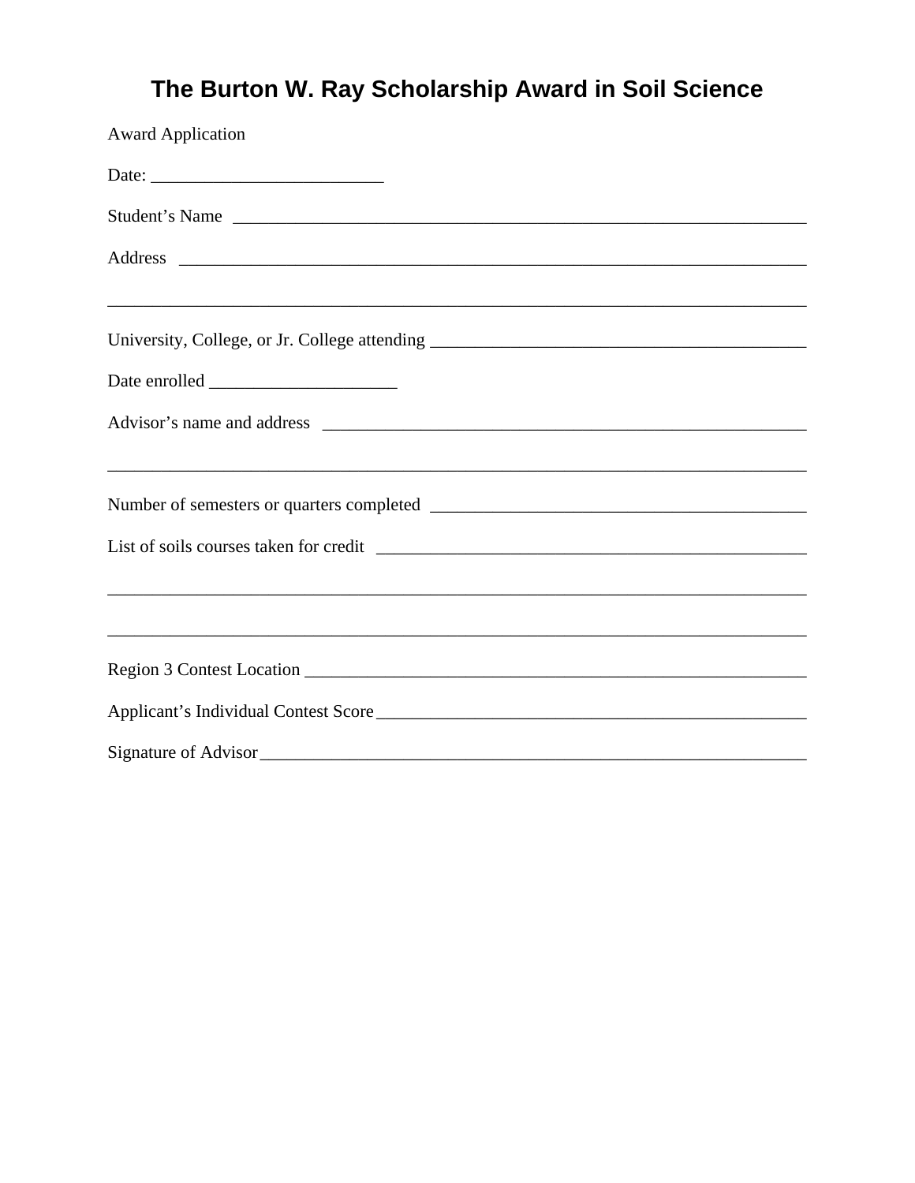# The Burton W. Ray Scholarship Award in Soil Science

Award Application

Date: _________________________

Student's Name ____________________________________________________________

Address ________________________________________________________________

_______________________________________________________________________

University, College, or Jr. College attending _________________________________________

Date enrolled _____________________

Advisor's name and address ____________________________________________________

_______________________________________________________________________

Number of semesters or quarters completed __________________________________________

List of soils courses taken for credit ______________________________________________

_______________________________________________________________________

_______________________________________________________________________

Region 3 Contest Location ______________________________________________________

Applicant's Individual Contest Score________________________________________________

Signature of Advisor___________________________________________________________